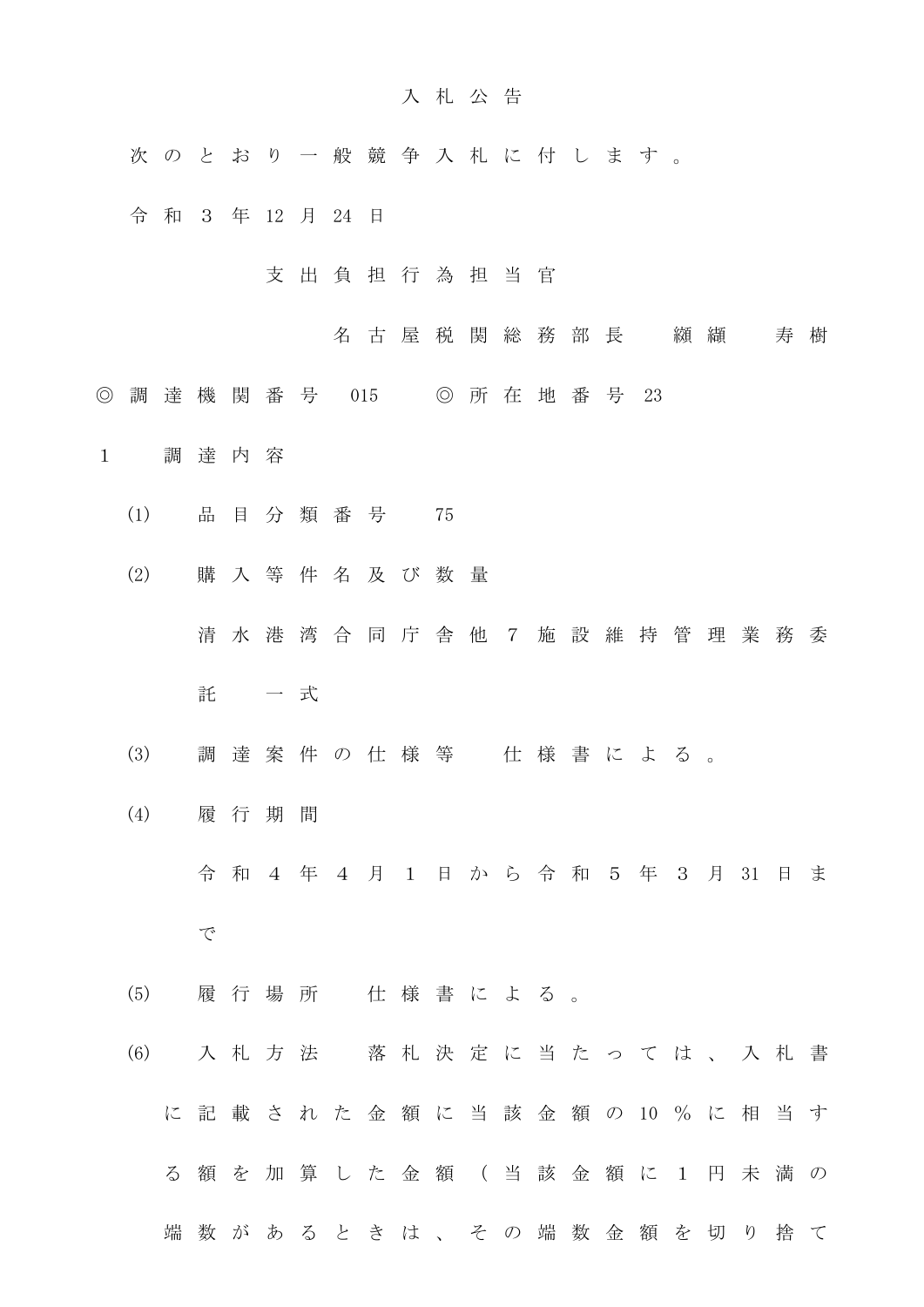# 入札公告

次のとおり一般競争入札に付します。

令和３年12月24日

支出負担行為担当官

名古屋税関総務部長　纐纈　寿樹

◎調達機関番号　015　　◎所在地番号　23

1　調達内容

(1)　品目分類番号　75

(2)　購入等件名及び数量

清水港湾合同庁舎他７施設維持管理業務委託　一式

(3)　調達案件の仕様等　仕様書による。

(4)　履行期間

令和４年４月１日から令和５年３月31日まで

(5)　履行場所　仕様書による。

(6)　入札方法　落札決定に当たっては、入札書に記載された金額に当該金額の10％に相当する額を加算した金額（当該金額に１円未満の端数があるときは、その端数金額を切り捨て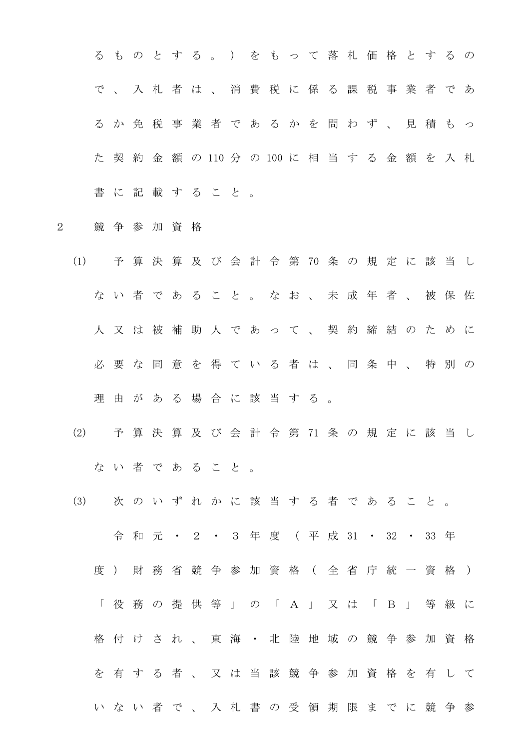るものとする。）をもって落札価格とするので、入札者は、消費税に係る課税事業者であるか免税事業者であるかを問わず、見積もった契約金額の110分の100に相当する金額を入札書に記載すること。

2　競争参加資格

(1)　予算決算及び会計令第70条の規定に該当しない者であること。なお、未成年者、被保佐人又は被補助人であって、契約締結のために必要な同意を得ている者は、同条中、特別の理由がある場合に該当する。

(2)　予算決算及び会計令第71条の規定に該当しない者であること。

(3)　次のいずれかに該当する者であること。

令和元・２・３年度（平成31・32・33年度）財務省競争参加資格（全省庁統一資格）「役務の提供等」の「Ａ」又は「Ｂ」等級に格付けされ、東海・北陸地域の競争参加資格を有する者、又は当該競争参加資格を有していない者で、入札書の受領期限までに競争参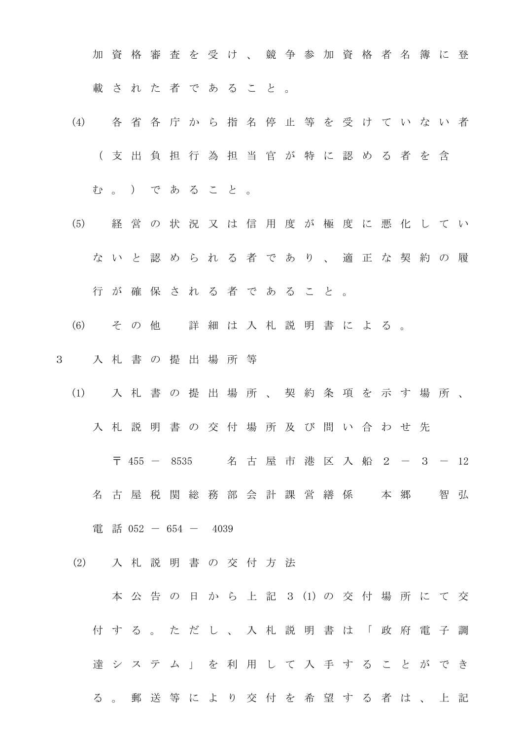加資格審査を受け、競争参加資格者名簿に登載された者であること。

(4) 各省各庁から指名停止等を受けていない者（支出負担行為担当官が特に認める者を含む。）であること。

(5) 経営の状況又は信用度が極度に悪化していないと認められる者であり、適正な契約の履行が確保される者であること。

(6) その他　詳細は入札説明書による。

3　入札書の提出場所等

(1) 入札書の提出場所、契約条項を示す場所、入札説明書の交付場所及び問い合わせ先

〒455－8535　名古屋市港区入船2－3－12　名古屋税関総務部会計課営繕係　本郷　智弘　電話052－654－4039

(2) 入札説明書の交付方法

本公告の日から上記3(1)の交付場所にて交付する。ただし、入札説明書は「政府電子調達システム」を利用して入手することができる。郵送等により交付を希望する者は、上記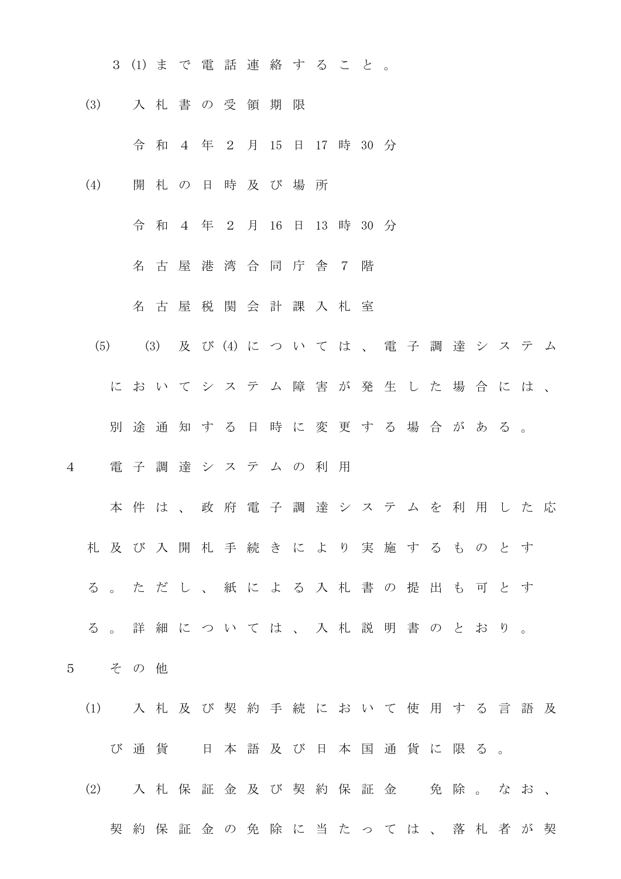3 (1)まで電話連絡すること。

(3) 入札書の受領期限

令和4年2月15日17時30分

(4) 開札の日時及び場所

令和4年2月16日13時30分

名古屋港湾合同庁舎7階

名古屋税関会計課入札室

(5) (3)及び(4)については、電子調達システムにおいてシステム障害が発生した場合には、別途通知する日時に変更する場合がある。

4 電子調達システムの利用

本件は、政府電子調達システムを利用した応札及び入開札手続きにより実施するものとする。ただし、紙による入札書の提出も可とする。詳細については、入札説明書のとおり。

5 その他

(1) 入札及び契約手続において使用する言語及び通貨 日本語及び日本国通貨に限る。

(2) 入札保証金及び契約保証金 免除。なお、契約保証金の免除に当たっては、落札者が契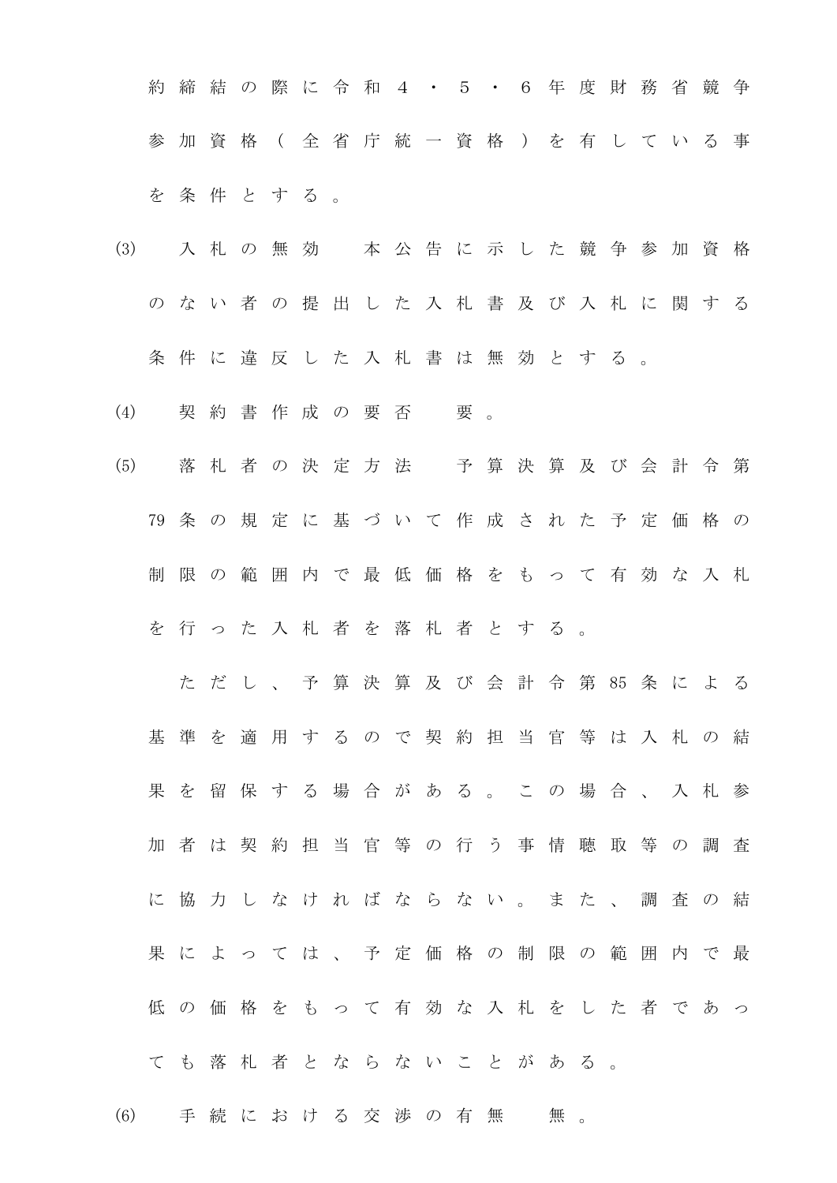約締結の際に令和４・５・６年度財務省競争参加資格（全省庁統一資格）を有している事を条件とする。

(3)　入札の無効　本公告に示した競争参加資格のない者の提出した入札書及び入札に関する条件に違反した入札書は無効とする。

(4)　契約書作成の要否　要。

(5)　落札者の決定方法　予算決算及び会計令第79条の規定に基づいて作成された予定価格の制限の範囲内で最低価格をもって有効な入札を行った入札者を落札者とする。

　ただし、予算決算及び会計令第85条による基準を適用するので契約担当官等は入札の結果を留保する場合がある。この場合、入札参加者は契約担当官等の行う事情聴取等の調査に協力しなければならない。また、調査の結果によっては、予定価格の制限の範囲内で最低の価格をもって有効な入札をした者であっても落札者とならないことがある。

(6)　手続における交渉の有無　無。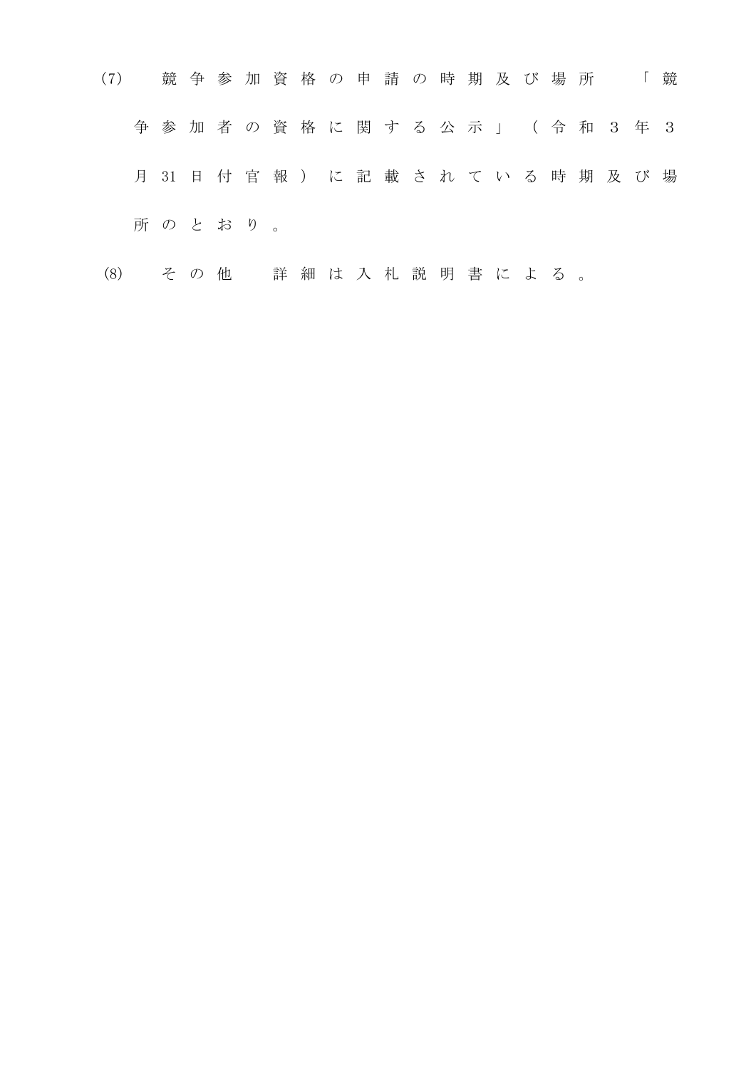(7)　競争参加資格の申請の時期及び場所　「競争参加者の資格に関する公示」（令和３年３月31日付官報）に記載されている時期及び場所のとおり。

(8)　その他　詳細は入札説明書による。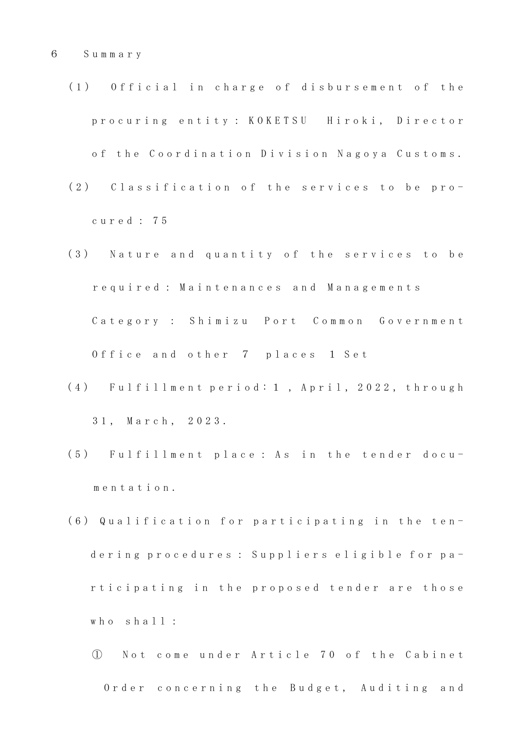6 Summary

(1) Official in charge of disbursement of the procuring entity: KOKETSU Hiroki, Director of the Coordination Division Nagoya Customs.

(2) Classification of the services to be procured: 75

(3) Nature and quantity of the services to be required: Maintenances and Managements Category : Shimizu Port Common Government Office and other 7 places 1 Set

(4) Fulfillment period: 1, April, 2022, through 31, March, 2023.

(5) Fulfillment place: As in the tender documentation.

(6) Qualification for participating in the tendering procedures: Suppliers eligible for participating in the proposed tender are those who shall:

① Not come under Article 70 of the Cabinet Order concerning the Budget, Auditing and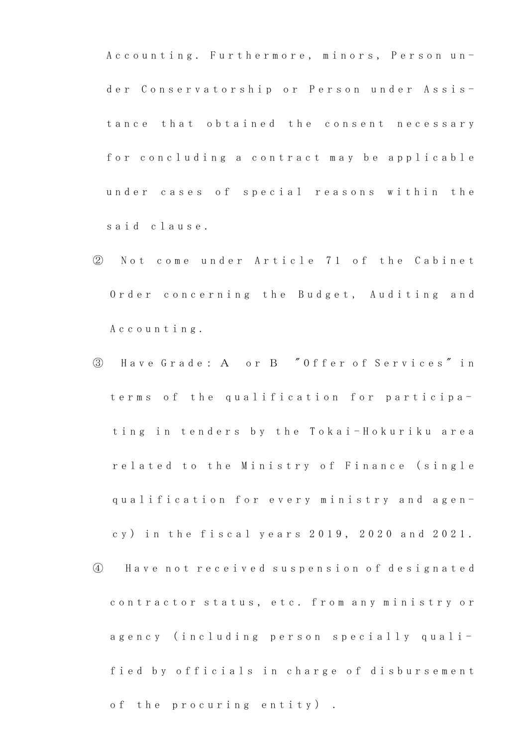Accounting. Furthermore, minors, Person under Conservatorship or Person under Assistance that obtained the consent necessary for concluding a contract may be applicable under cases of special reasons within the said clause.

② Not come under Article 71 of the Cabinet Order concerning the Budget, Auditing and Accounting.

③ Have Grade: A or B ″Offer of Services″ in terms of the qualification for participating in tenders by the Tokai-Hokuriku area related to the Ministry of Finance (single qualification for every ministry and agency) in the fiscal years 2019, 2020 and 2021.

④ Have not received suspension of designated contractor status, etc. from any ministry or agency (including person specially qualified by officials in charge of disbursement of the procuring entity).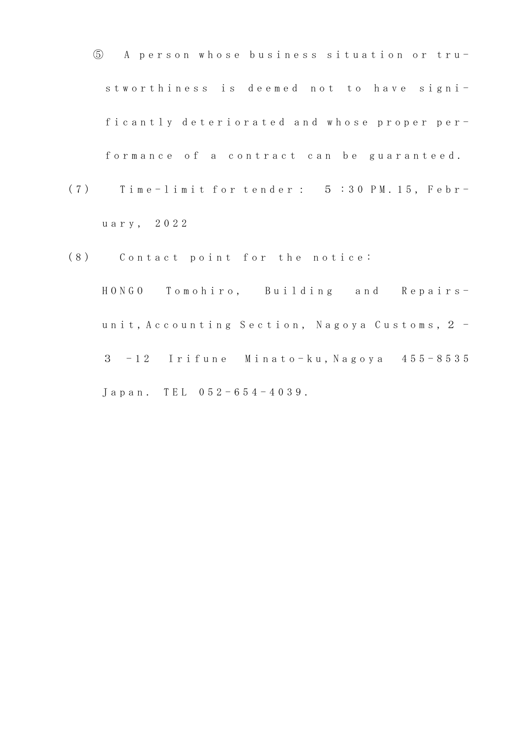⑤ A person whose business situation or trustworthiness is deemed not to have significantly deteriorated and whose proper performance of a contract can be guaranteed.

(7) Time-limit for tender: 5:30 PM.15, February, 2022

(8) Contact point for the notice:
HONGO Tomohiro, Building and Repairs-unit, Accounting Section, Nagoya Customs, 2-3-12 Irifune Minato-ku, Nagoya 455-8535 Japan. TEL 052-654-4039.